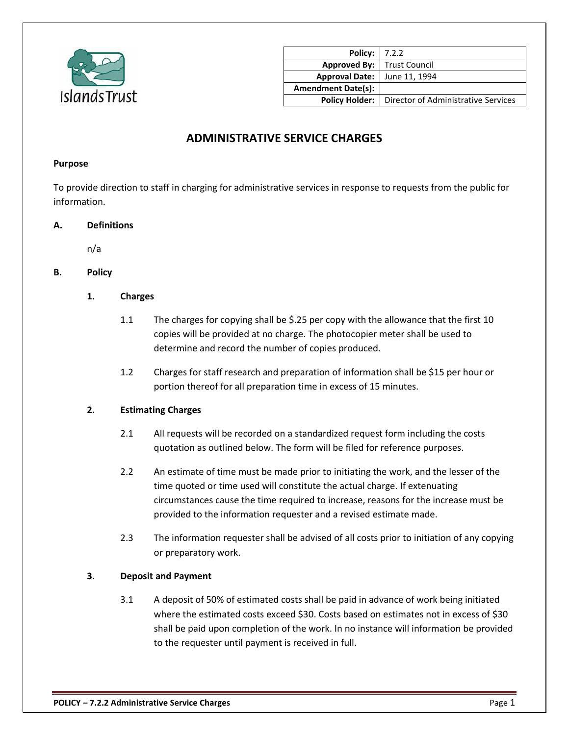| Policy: | 7.2.2 |
|---|---|
| Approved By: | Trust Council |
| Approval Date: | June 11, 1994 |
| Amendment Date(s): | |
| Policy Holder: | Director of Administrative Services |

# ADMINISTRATIVE SERVICE CHARGES

**Purpose**

To provide direction to staff in charging for administrative services in response to requests from the public for information.

## A. Definitions

n/a

## B. Policy

### 1. Charges

1.1 The charges for copying shall be $.25 per copy with the allowance that the first 10 copies will be provided at no charge. The photocopier meter shall be used to determine and record the number of copies produced.

1.2 Charges for staff research and preparation of information shall be $15 per hour or portion thereof for all preparation time in excess of 15 minutes.

### 2. Estimating Charges

2.1 All requests will be recorded on a standardized request form including the costs quotation as outlined below. The form will be filed for reference purposes.

2.2 An estimate of time must be made prior to initiating the work, and the lesser of the time quoted or time used will constitute the actual charge. If extenuating circumstances cause the time required to increase, reasons for the increase must be provided to the information requester and a revised estimate made.

2.3 The information requester shall be advised of all costs prior to initiation of any copying or preparatory work.

### 3. Deposit and Payment

3.1 A deposit of 50% of estimated costs shall be paid in advance of work being initiated where the estimated costs exceed $30. Costs based on estimates not in excess of $30 shall be paid upon completion of the work. In no instance will information be provided to the requester until payment is received in full.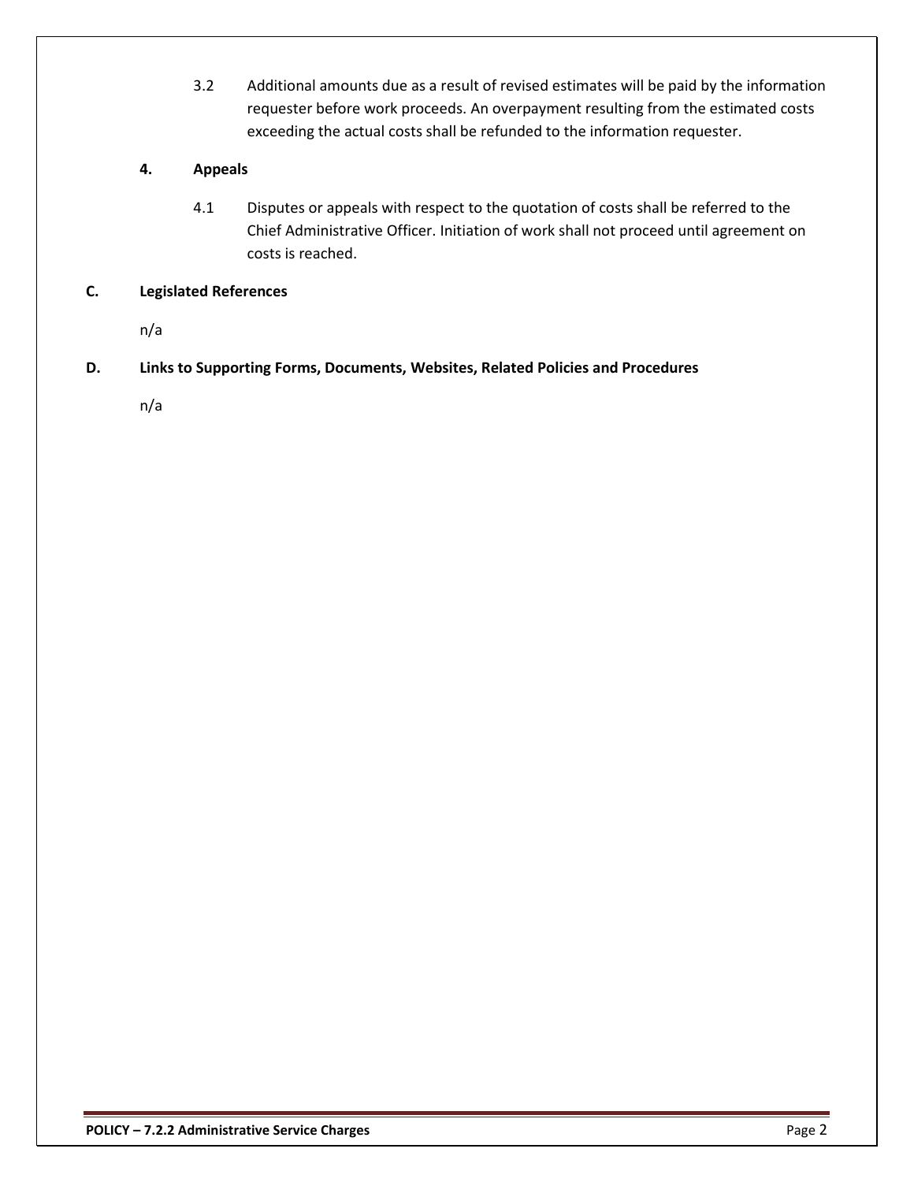3.2 Additional amounts due as a result of revised estimates will be paid by the information requester before work proceeds. An overpayment resulting from the estimated costs exceeding the actual costs shall be refunded to the information requester.

### 4. Appeals

4.1 Disputes or appeals with respect to the quotation of costs shall be referred to the Chief Administrative Officer. Initiation of work shall not proceed until agreement on costs is reached.

## C. Legislated References

n/a

## D. Links to Supporting Forms, Documents, Websites, Related Policies and Procedures

n/a